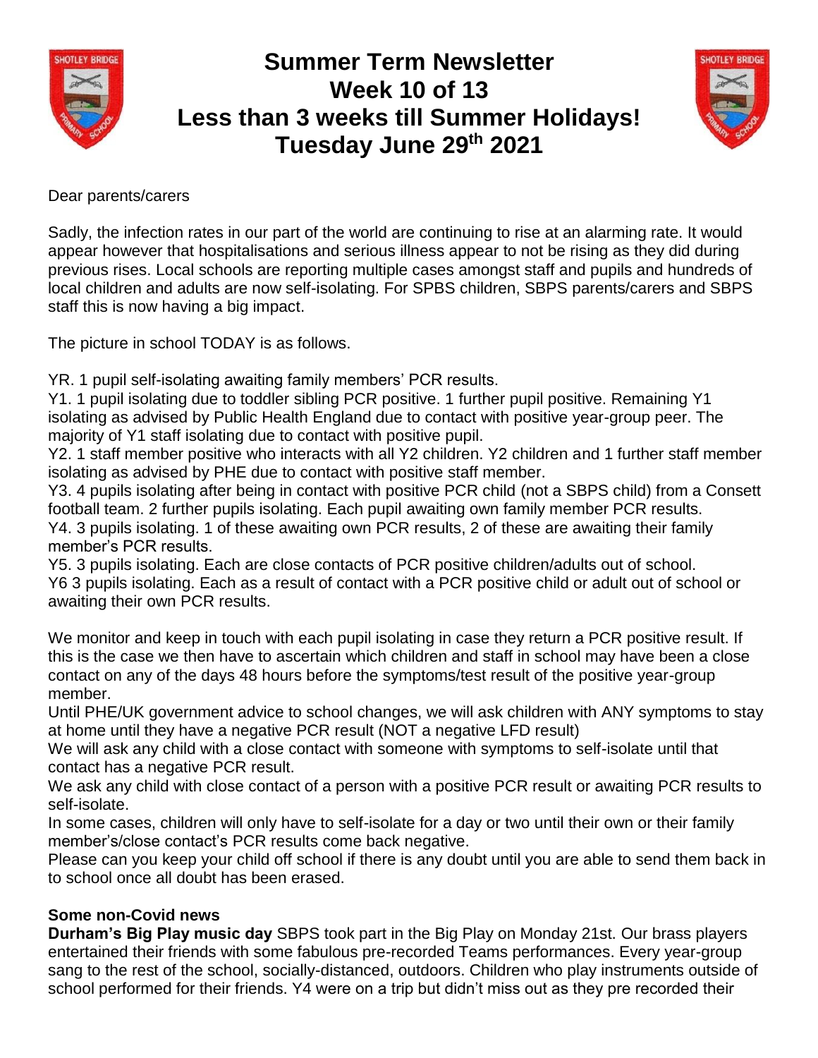# Summer Term Newsletter
# Week 10 of 13
# Less than 3 weeks till Summer Holidays!
# Tuesday June 29th 2021

Dear parents/carers

Sadly, the infection rates in our part of the world are continuing to rise at an alarming rate. It would appear however that hospitalisations and serious illness appear to not be rising as they did during previous rises. Local schools are reporting multiple cases amongst staff and pupils and hundreds of local children and adults are now self-isolating. For SPBS children, SBPS parents/carers and SBPS staff this is now having a big impact.

The picture in school TODAY is as follows.

YR. 1 pupil self-isolating awaiting family members' PCR results.
Y1. 1 pupil isolating due to toddler sibling PCR positive. 1 further pupil positive. Remaining Y1 isolating as advised by Public Health England due to contact with positive year-group peer. The majority of Y1 staff isolating due to contact with positive pupil.
Y2. 1 staff member positive who interacts with all Y2 children. Y2 children and 1 further staff member isolating as advised by PHE due to contact with positive staff member.
Y3. 4 pupils isolating after being in contact with positive PCR child (not a SBPS child) from a Consett football team. 2 further pupils isolating. Each pupil awaiting own family member PCR results.
Y4. 3 pupils isolating. 1 of these awaiting own PCR results, 2 of these are awaiting their family member's PCR results.
Y5. 3 pupils isolating. Each are close contacts of PCR positive children/adults out of school.
Y6 3 pupils isolating. Each as a result of contact with a PCR positive child or adult out of school or awaiting their own PCR results.

We monitor and keep in touch with each pupil isolating in case they return a PCR positive result. If this is the case we then have to ascertain which children and staff in school may have been a close contact on any of the days 48 hours before the symptoms/test result of the positive year-group member.
Until PHE/UK government advice to school changes, we will ask children with ANY symptoms to stay at home until they have a negative PCR result (NOT a negative LFD result)
We will ask any child with a close contact with someone with symptoms to self-isolate until that contact has a negative PCR result.
We ask any child with close contact of a person with a positive PCR result or awaiting PCR results to self-isolate.
In some cases, children will only have to self-isolate for a day or two until their own or their family member's/close contact's PCR results come back negative.
Please can you keep your child off school if there is any doubt until you are able to send them back in to school once all doubt has been erased.

**Some non-Covid news**

**Durham's Big Play music day** SBPS took part in the Big Play on Monday 21st. Our brass players entertained their friends with some fabulous pre-recorded Teams performances. Every year-group sang to the rest of the school, socially-distanced, outdoors. Children who play instruments outside of school performed for their friends. Y4 were on a trip but didn't miss out as they pre recorded their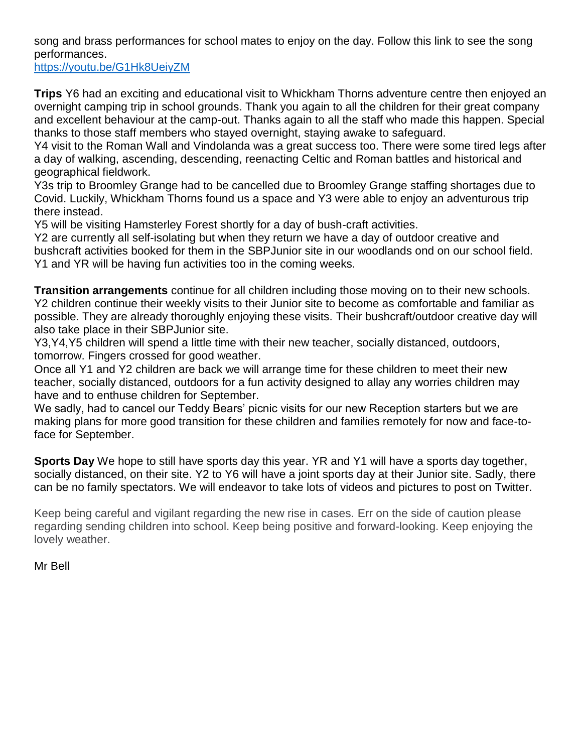song and brass performances for school mates to enjoy on the day. Follow this link to see the song performances.
https://youtu.be/G1Hk8UeiyZM

**Trips** Y6 had an exciting and educational visit to Whickham Thorns adventure centre then enjoyed an overnight camping trip in school grounds. Thank you again to all the children for their great company and excellent behaviour at the camp-out. Thanks again to all the staff who made this happen. Special thanks to those staff members who stayed overnight, staying awake to safeguard.
Y4 visit to the Roman Wall and Vindolanda was a great success too. There were some tired legs after a day of walking, ascending, descending, reenacting Celtic and Roman battles and historical and geographical fieldwork.
Y3s trip to Broomley Grange had to be cancelled due to Broomley Grange staffing shortages due to Covid. Luckily, Whickham Thorns found us a space and Y3 were able to enjoy an adventurous trip there instead.
Y5 will be visiting Hamsterley Forest shortly for a day of bush-craft activities.
Y2 are currently all self-isolating but when they return we have a day of outdoor creative and bushcraft activities booked for them in the SBPJunior site in our woodlands ond on our school field.
Y1 and YR will be having fun activities too in the coming weeks.

**Transition arrangements** continue for all children including those moving on to their new schools.
Y2 children continue their weekly visits to their Junior site to become as comfortable and familiar as possible. They are already thoroughly enjoying these visits. Their bushcraft/outdoor creative day will also take place in their SBPJunior site.
Y3,Y4,Y5 children will spend a little time with their new teacher, socially distanced, outdoors, tomorrow. Fingers crossed for good weather.
Once all Y1 and Y2 children are back we will arrange time for these children to meet their new teacher, socially distanced, outdoors for a fun activity designed to allay any worries children may have and to enthuse children for September.
We sadly, had to cancel our Teddy Bears' picnic visits for our new Reception starters but we are making plans for more good transition for these children and families remotely for now and face-to-face for September.

**Sports Day** We hope to still have sports day this year. YR and Y1 will have a sports day together, socially distanced, on their site. Y2 to Y6 will have a joint sports day at their Junior site. Sadly, there can be no family spectators. We will endeavor to take lots of videos and pictures to post on Twitter.

Keep being careful and vigilant regarding the new rise in cases. Err on the side of caution please regarding sending children into school. Keep being positive and forward-looking. Keep enjoying the lovely weather.

Mr Bell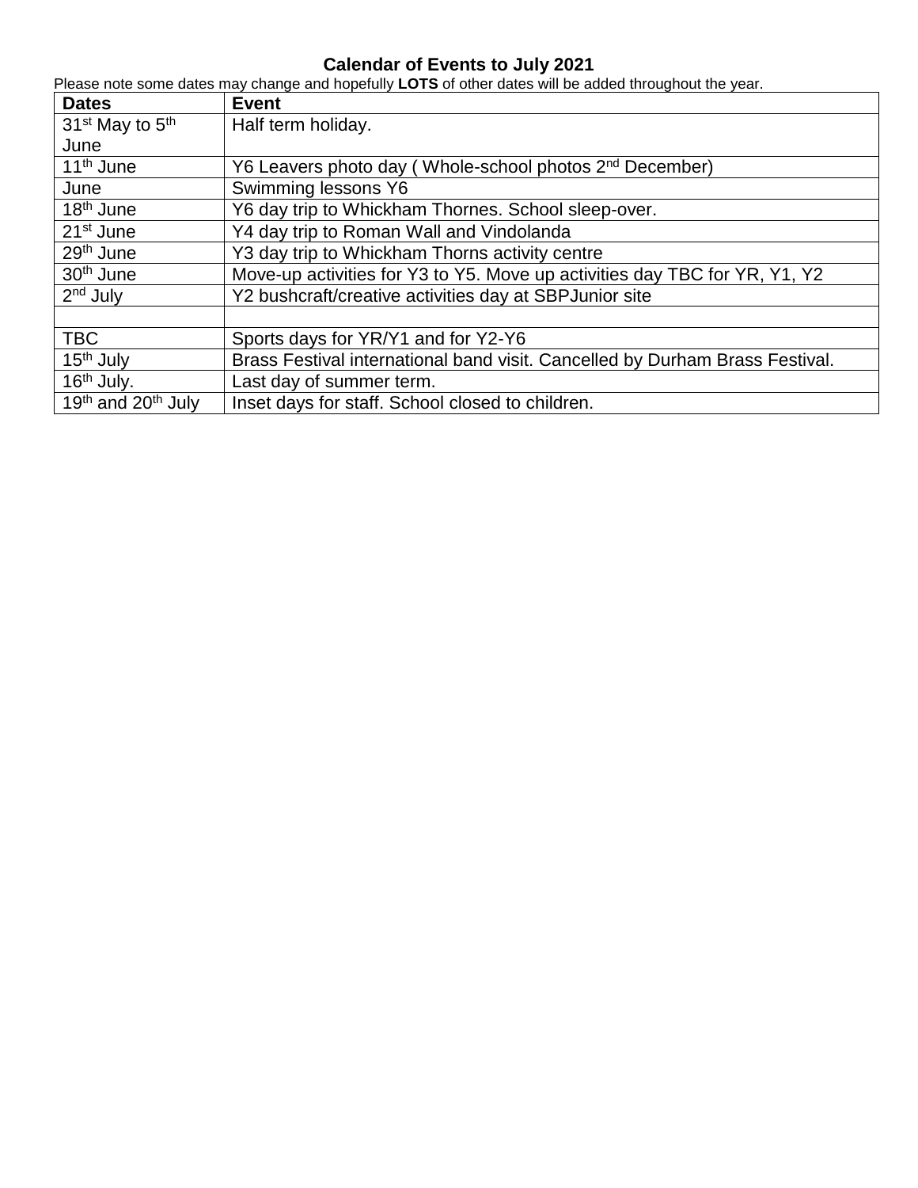## Calendar of Events to July 2021

Please note some dates may change and hopefully **LOTS** of other dates will be added throughout the year.

| **Dates** | **Event** |
|---|---|
| 31st May to 5th June | Half term holiday. |
| 11th June | Y6 Leavers photo day ( Whole-school photos 2nd December) |
| June | Swimming lessons Y6 |
| 18th June | Y6 day trip to Whickham Thornes. School sleep-over. |
| 21st June | Y4 day trip to Roman Wall and Vindolanda |
| 29th June | Y3 day trip to Whickham Thorns activity centre |
| 30th June | Move-up activities for Y3 to Y5. Move up activities day TBC for YR, Y1, Y2 |
| 2nd July | Y2 bushcraft/creative activities day at SBPJunior site |
| | |
| TBC | Sports days for YR/Y1 and for Y2-Y6 |
| 15th July | Brass Festival international band visit. Cancelled by Durham Brass Festival. |
| 16th July. | Last day of summer term. |
| 19th and 20th July | Inset days for staff. School closed to children. |